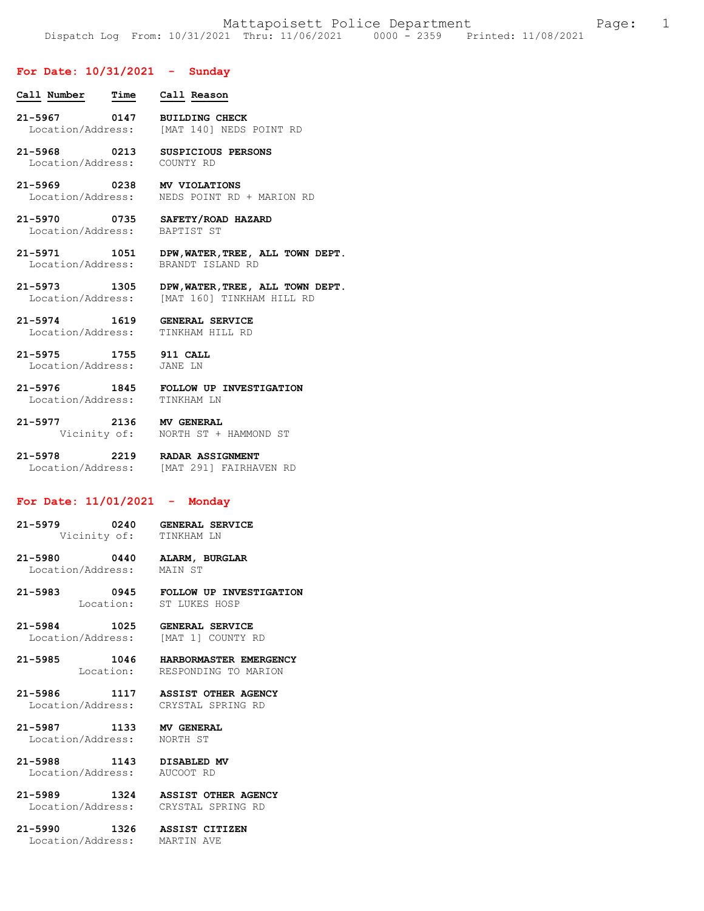# Mattapoisett Police Department

Dispatch Log From: 10/31/2021 Thru: 11/06/2021 0000 - 2359 Printed: 11/08/2021

## For Date: 10/31/2021 - Sunday

| Call Number | Time | Call Reason |
|---|---|---|
| 21-5967 | 0147 | BUILDING CHECK |
| Location/Address: | | [MAT 140] NEDS POINT RD |
| 21-5968 | 0213 | SUSPICIOUS PERSONS |
| Location/Address: | | COUNTY RD |
| 21-5969 | 0238 | MV VIOLATIONS |
| Location/Address: | | NEDS POINT RD + MARION RD |
| 21-5970 | 0735 | SAFETY/ROAD HAZARD |
| Location/Address: | | BAPTIST ST |
| 21-5971 | 1051 | DPW,WATER,TREE, ALL TOWN DEPT. |
| Location/Address: | | BRANDT ISLAND RD |
| 21-5973 | 1305 | DPW,WATER,TREE, ALL TOWN DEPT. |
| Location/Address: | | [MAT 160] TINKHAM HILL RD |
| 21-5974 | 1619 | GENERAL SERVICE |
| Location/Address: | | TINKHAM HILL RD |
| 21-5975 | 1755 | 911 CALL |
| Location/Address: | | JANE LN |
| 21-5976 | 1845 | FOLLOW UP INVESTIGATION |
| Location/Address: | | TINKHAM LN |
| 21-5977 | 2136 | MV GENERAL |
| Vicinity of: | | NORTH ST + HAMMOND ST |
| 21-5978 | 2219 | RADAR ASSIGNMENT |
| Location/Address: | | [MAT 291] FAIRHAVEN RD |

## For Date: 11/01/2021 - Monday

| Call Number | Time | Call Reason |
|---|---|---|
| 21-5979 | 0240 | GENERAL SERVICE |
| Vicinity of: | | TINKHAM LN |
| 21-5980 | 0440 | ALARM, BURGLAR |
| Location/Address: | | MAIN ST |
| 21-5983 | 0945 | FOLLOW UP INVESTIGATION |
| Location: | | ST LUKES HOSP |
| 21-5984 | 1025 | GENERAL SERVICE |
| Location/Address: | | [MAT 1] COUNTY RD |
| 21-5985 | 1046 | HARBORMASTER EMERGENCY |
| Location: | | RESPONDING TO MARION |
| 21-5986 | 1117 | ASSIST OTHER AGENCY |
| Location/Address: | | CRYSTAL SPRING RD |
| 21-5987 | 1133 | MV GENERAL |
| Location/Address: | | NORTH ST |
| 21-5988 | 1143 | DISABLED MV |
| Location/Address: | | AUCOOT RD |
| 21-5989 | 1324 | ASSIST OTHER AGENCY |
| Location/Address: | | CRYSTAL SPRING RD |
| 21-5990 | 1326 | ASSIST CITIZEN |
| Location/Address: | | MARTIN AVE |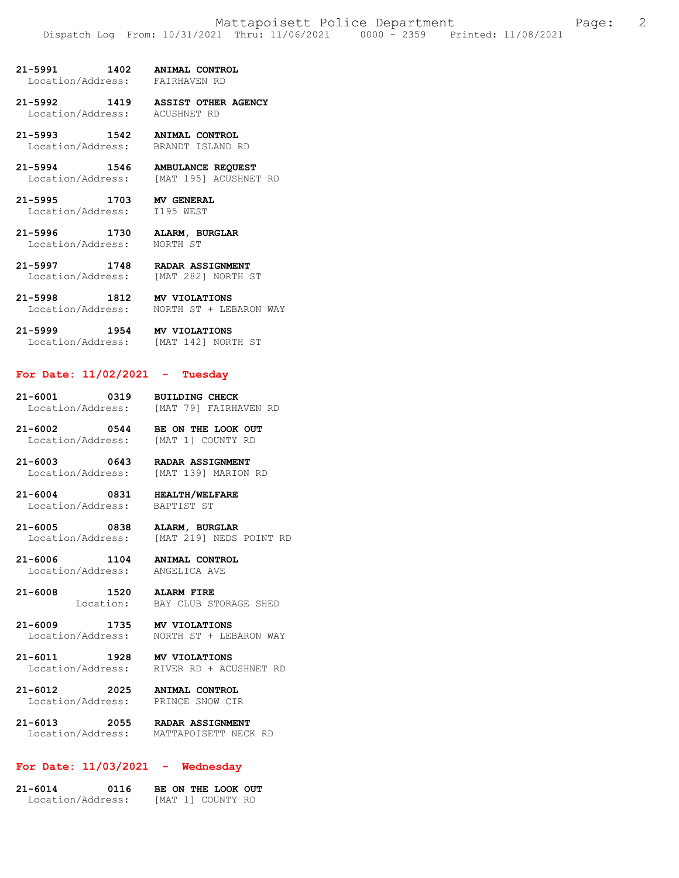**21-5991 1402 ANIMAL CONTROL**
Location/Address: FAIRHAVEN RD

**21-5992 1419 ASSIST OTHER AGENCY**
Location/Address: ACUSHNET RD

**21-5993 1542 ANIMAL CONTROL**
Location/Address: BRANDT ISLAND RD

**21-5994 1546 AMBULANCE REQUEST**
Location/Address: [MAT 195] ACUSHNET RD

**21-5995 1703 MV GENERAL**
Location/Address: I195 WEST

**21-5996 1730 ALARM, BURGLAR**
Location/Address: NORTH ST

**21-5997 1748 RADAR ASSIGNMENT**
Location/Address: [MAT 282] NORTH ST

**21-5998 1812 MV VIOLATIONS**
Location/Address: NORTH ST + LEBARON WAY

**21-5999 1954 MV VIOLATIONS**
Location/Address: [MAT 142] NORTH ST

## For Date: 11/02/2021 - Tuesday

**21-6001 0319 BUILDING CHECK**
Location/Address: [MAT 79] FAIRHAVEN RD

**21-6002 0544 BE ON THE LOOK OUT**
Location/Address: [MAT 1] COUNTY RD

**21-6003 0643 RADAR ASSIGNMENT**
Location/Address: [MAT 139] MARION RD

**21-6004 0831 HEALTH/WELFARE**
Location/Address: BAPTIST ST

**21-6005 0838 ALARM, BURGLAR**
Location/Address: [MAT 219] NEDS POINT RD

**21-6006 1104 ANIMAL CONTROL**
Location/Address: ANGELICA AVE

**21-6008 1520 ALARM FIRE**
Location: BAY CLUB STORAGE SHED

**21-6009 1735 MV VIOLATIONS**
Location/Address: NORTH ST + LEBARON WAY

**21-6011 1928 MV VIOLATIONS**
Location/Address: RIVER RD + ACUSHNET RD

**21-6012 2025 ANIMAL CONTROL**
Location/Address: PRINCE SNOW CIR

**21-6013 2055 RADAR ASSIGNMENT**
Location/Address: MATTAPOISETT NECK RD

## For Date: 11/03/2021 - Wednesday

**21-6014 0116 BE ON THE LOOK OUT**
Location/Address: [MAT 1] COUNTY RD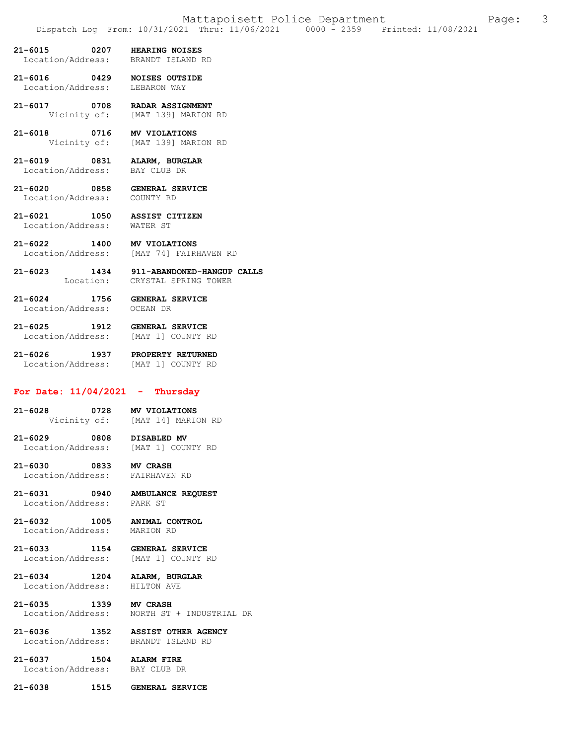**21-6015 0207 HEARING NOISES**
Location/Address: BRANDT ISLAND RD

**21-6016 0429 NOISES OUTSIDE**
Location/Address: LEBARON WAY

**21-6017 0708 RADAR ASSIGNMENT**
Vicinity of: [MAT 139] MARION RD

**21-6018 0716 MV VIOLATIONS**
Vicinity of: [MAT 139] MARION RD

**21-6019 0831 ALARM, BURGLAR**
Location/Address: BAY CLUB DR

**21-6020 0858 GENERAL SERVICE**
Location/Address: COUNTY RD

**21-6021 1050 ASSIST CITIZEN**
Location/Address: WATER ST

**21-6022 1400 MV VIOLATIONS**
Location/Address: [MAT 74] FAIRHAVEN RD

**21-6023 1434 911-ABANDONED-HANGUP CALLS**
Location: CRYSTAL SPRING TOWER

**21-6024 1756 GENERAL SERVICE**
Location/Address: OCEAN DR

**21-6025 1912 GENERAL SERVICE**
Location/Address: [MAT 1] COUNTY RD

**21-6026 1937 PROPERTY RETURNED**
Location/Address: [MAT 1] COUNTY RD

## For Date: 11/04/2021 - Thursday

**21-6028 0728 MV VIOLATIONS**
Vicinity of: [MAT 14] MARION RD

**21-6029 0808 DISABLED MV**
Location/Address: [MAT 1] COUNTY RD

**21-6030 0833 MV CRASH**
Location/Address: FAIRHAVEN RD

**21-6031 0940 AMBULANCE REQUEST**
Location/Address: PARK ST

**21-6032 1005 ANIMAL CONTROL**
Location/Address: MARION RD

**21-6033 1154 GENERAL SERVICE**
Location/Address: [MAT 1] COUNTY RD

**21-6034 1204 ALARM, BURGLAR**
Location/Address: HILTON AVE

**21-6035 1339 MV CRASH**
Location/Address: NORTH ST + INDUSTRIAL DR

**21-6036 1352 ASSIST OTHER AGENCY**
Location/Address: BRANDT ISLAND RD

**21-6037 1504 ALARM FIRE**
Location/Address: BAY CLUB DR

**21-6038 1515 GENERAL SERVICE**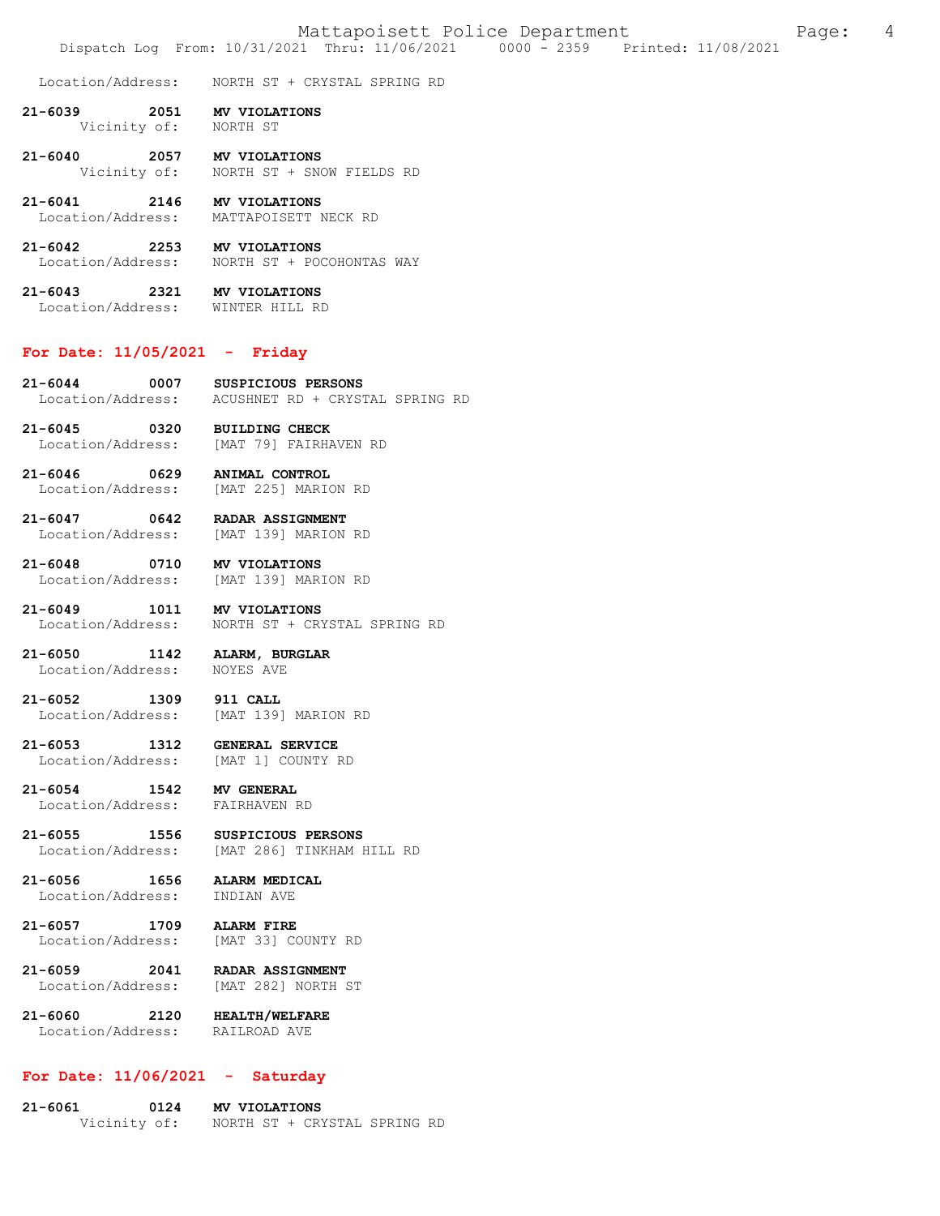Location/Address: NORTH ST + CRYSTAL SPRING RD

**21-6039 2051 MV VIOLATIONS**
Vicinity of: NORTH ST

**21-6040 2057 MV VIOLATIONS**
Vicinity of: NORTH ST + SNOW FIELDS RD

**21-6041 2146 MV VIOLATIONS**
Location/Address: MATTAPOISETT NECK RD

**21-6042 2253 MV VIOLATIONS**
Location/Address: NORTH ST + POCOHONTAS WAY

**21-6043 2321 MV VIOLATIONS**
Location/Address: WINTER HILL RD

## For Date: 11/05/2021 - Friday

**21-6044 0007 SUSPICIOUS PERSONS**
Location/Address: ACUSHNET RD + CRYSTAL SPRING RD

**21-6045 0320 BUILDING CHECK**
Location/Address: [MAT 79] FAIRHAVEN RD

**21-6046 0629 ANIMAL CONTROL**
Location/Address: [MAT 225] MARION RD

**21-6047 0642 RADAR ASSIGNMENT**
Location/Address: [MAT 139] MARION RD

**21-6048 0710 MV VIOLATIONS**
Location/Address: [MAT 139] MARION RD

**21-6049 1011 MV VIOLATIONS**
Location/Address: NORTH ST + CRYSTAL SPRING RD

**21-6050 1142 ALARM, BURGLAR**
Location/Address: NOYES AVE

**21-6052 1309 911 CALL**
Location/Address: [MAT 139] MARION RD

**21-6053 1312 GENERAL SERVICE**
Location/Address: [MAT 1] COUNTY RD

**21-6054 1542 MV GENERAL**
Location/Address: FAIRHAVEN RD

**21-6055 1556 SUSPICIOUS PERSONS**
Location/Address: [MAT 286] TINKHAM HILL RD

**21-6056 1656 ALARM MEDICAL**
Location/Address: INDIAN AVE

**21-6057 1709 ALARM FIRE**
Location/Address: [MAT 33] COUNTY RD

**21-6059 2041 RADAR ASSIGNMENT**
Location/Address: [MAT 282] NORTH ST

**21-6060 2120 HEALTH/WELFARE**
Location/Address: RAILROAD AVE

## For Date: 11/06/2021 - Saturday

**21-6061 0124 MV VIOLATIONS**
Vicinity of: NORTH ST + CRYSTAL SPRING RD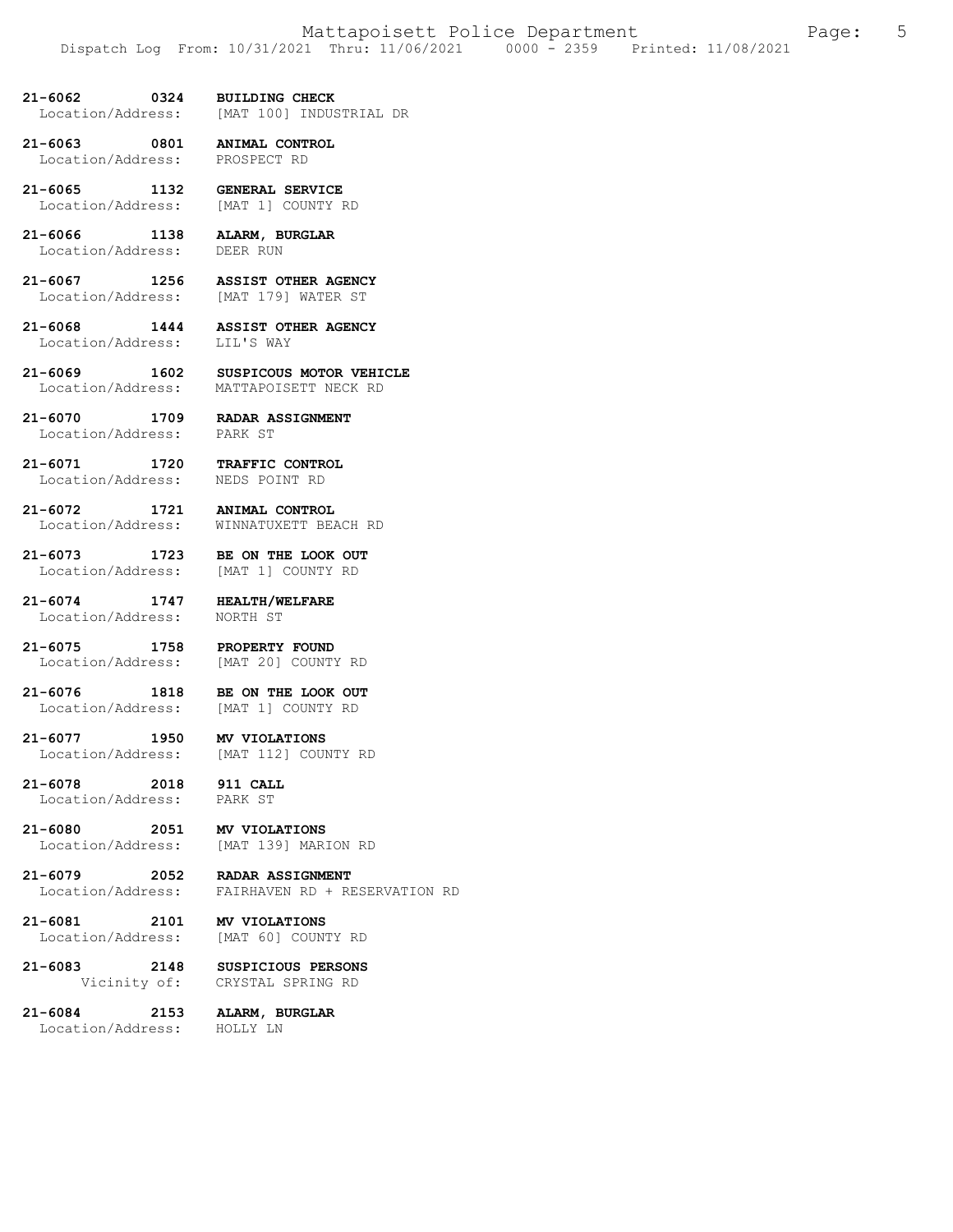**21-6062 0324 BUILDING CHECK**
Location/Address: [MAT 100] INDUSTRIAL DR

**21-6063 0801 ANIMAL CONTROL**
Location/Address: PROSPECT RD

**21-6065 1132 GENERAL SERVICE**
Location/Address: [MAT 1] COUNTY RD

**21-6066 1138 ALARM, BURGLAR**
Location/Address: DEER RUN

**21-6067 1256 ASSIST OTHER AGENCY**
Location/Address: [MAT 179] WATER ST

**21-6068 1444 ASSIST OTHER AGENCY**
Location/Address: LIL'S WAY

**21-6069 1602 SUSPICOUS MOTOR VEHICLE**
Location/Address: MATTAPOISETT NECK RD

**21-6070 1709 RADAR ASSIGNMENT**
Location/Address: PARK ST

**21-6071 1720 TRAFFIC CONTROL**
Location/Address: NEDS POINT RD

**21-6072 1721 ANIMAL CONTROL**
Location/Address: WINNATUXETT BEACH RD

**21-6073 1723 BE ON THE LOOK OUT**
Location/Address: [MAT 1] COUNTY RD

**21-6074 1747 HEALTH/WELFARE**
Location/Address: NORTH ST

**21-6075 1758 PROPERTY FOUND**
Location/Address: [MAT 20] COUNTY RD

**21-6076 1818 BE ON THE LOOK OUT**
Location/Address: [MAT 1] COUNTY RD

**21-6077 1950 MV VIOLATIONS**
Location/Address: [MAT 112] COUNTY RD

**21-6078 2018 911 CALL**
Location/Address: PARK ST

**21-6080 2051 MV VIOLATIONS**
Location/Address: [MAT 139] MARION RD

**21-6079 2052 RADAR ASSIGNMENT**
Location/Address: FAIRHAVEN RD + RESERVATION RD

**21-6081 2101 MV VIOLATIONS**
Location/Address: [MAT 60] COUNTY RD

**21-6083 2148 SUSPICIOUS PERSONS**
Vicinity of: CRYSTAL SPRING RD

**21-6084 2153 ALARM, BURGLAR**
Location/Address: HOLLY LN